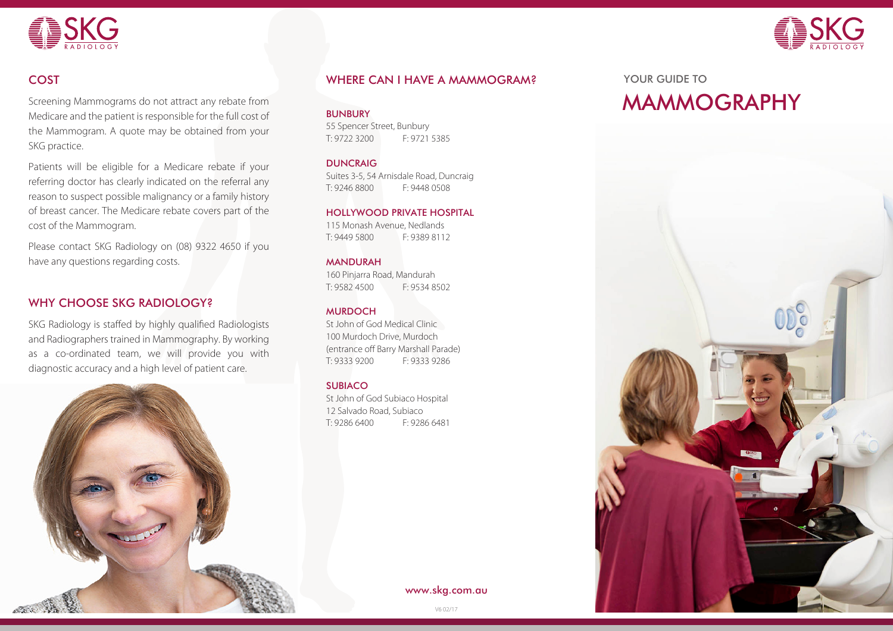SKG RADIOLOGY

## COST

Screening Mammograms do not attract any rebate from Medicare and the patient is responsible for the full cost of the Mammogram. A quote may be obtained from your SKG practice.

Patients will be eligible for a Medicare rebate if your referring doctor has clearly indicated on the referral any reason to suspect possible malignancy or a family history of breast cancer. The Medicare rebate covers part of the cost of the Mammogram.

Please contact SKG Radiology on (08) 9322 4650 if you have any questions regarding costs.

## WHY CHOOSE SKG RADIOLOGY?

SKG Radiology is staffed by highly qualified Radiologists and Radiographers trained in Mammography. By working as a co-ordinated team, we will provide you with diagnostic accuracy and a high level of patient care.

## WHERE CAN I HAVE A MAMMOGRAM?

### BUNBURY

55 Spencer Street, Bunbury
T: 9722 3200 F: 9721 5385

### DUNCRAIG

Suites 3-5, 54 Arnisdale Road, Duncraig
T: 9246 8800 F: 9448 0508

### HOLLYWOOD PRIVATE HOSPITAL

115 Monash Avenue, Nedlands
T: 9449 5800 F: 9389 8112

### MANDURAH

160 Pinjarra Road, Mandurah
T: 9582 4500 F: 9534 8502

### MURDOCH

St John of God Medical Clinic
100 Murdoch Drive, Murdoch
(entrance off Barry Marshall Parade)
T: 9333 9200 F: 9333 9286

### SUBIACO

St John of God Subiaco Hospital
12 Salvado Road, Subiaco
T: 9286 6400 F: 9286 6481

www.skg.com.au

V6 02/17

SKG RADIOLOGY

# YOUR GUIDE TO MAMMOGRAPHY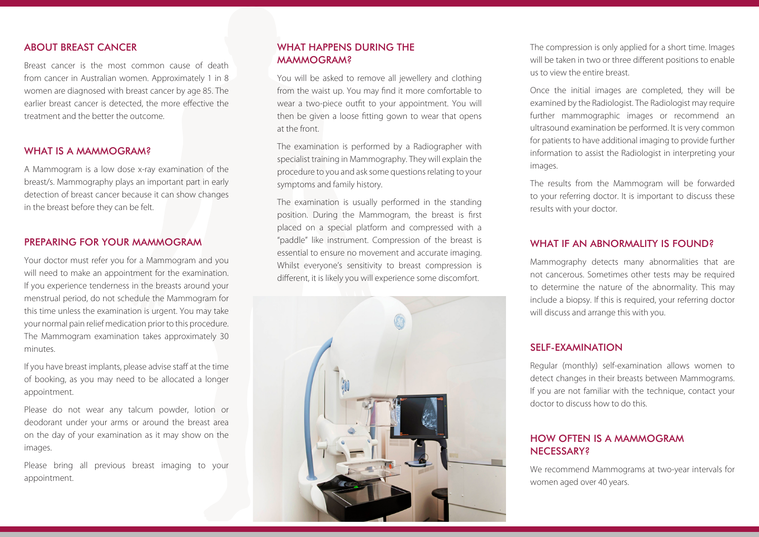## ABOUT BREAST CANCER

Breast cancer is the most common cause of death from cancer in Australian women. Approximately 1 in 8 women are diagnosed with breast cancer by age 85. The earlier breast cancer is detected, the more effective the treatment and the better the outcome.

## WHAT IS A MAMMOGRAM?

A Mammogram is a low dose x-ray examination of the breast/s. Mammography plays an important part in early detection of breast cancer because it can show changes in the breast before they can be felt.

## PREPARING FOR YOUR MAMMOGRAM

Your doctor must refer you for a Mammogram and you will need to make an appointment for the examination. If you experience tenderness in the breasts around your menstrual period, do not schedule the Mammogram for this time unless the examination is urgent. You may take your normal pain relief medication prior to this procedure. The Mammogram examination takes approximately 30 minutes.

If you have breast implants, please advise staff at the time of booking, as you may need to be allocated a longer appointment.

Please do not wear any talcum powder, lotion or deodorant under your arms or around the breast area on the day of your examination as it may show on the images.

Please bring all previous breast imaging to your appointment.

## WHAT HAPPENS DURING THE MAMMOGRAM?

You will be asked to remove all jewellery and clothing from the waist up. You may find it more comfortable to wear a two-piece outfit to your appointment. You will then be given a loose fitting gown to wear that opens at the front.

The examination is performed by a Radiographer with specialist training in Mammography. They will explain the procedure to you and ask some questions relating to your symptoms and family history.

The examination is usually performed in the standing position. During the Mammogram, the breast is first placed on a special platform and compressed with a "paddle" like instrument. Compression of the breast is essential to ensure no movement and accurate imaging. Whilst everyone's sensitivity to breast compression is different, it is likely you will experience some discomfort.

The compression is only applied for a short time. Images will be taken in two or three different positions to enable us to view the entire breast.

Once the initial images are completed, they will be examined by the Radiologist. The Radiologist may require further mammographic images or recommend an ultrasound examination be performed. It is very common for patients to have additional imaging to provide further information to assist the Radiologist in interpreting your images.

The results from the Mammogram will be forwarded to your referring doctor. It is important to discuss these results with your doctor.

## WHAT IF AN ABNORMALITY IS FOUND?

Mammography detects many abnormalities that are not cancerous. Sometimes other tests may be required to determine the nature of the abnormality. This may include a biopsy. If this is required, your referring doctor will discuss and arrange this with you.

## SELF-EXAMINATION

Regular (monthly) self-examination allows women to detect changes in their breasts between Mammograms. If you are not familiar with the technique, contact your doctor to discuss how to do this.

## HOW OFTEN IS A MAMMOGRAM NECESSARY?

We recommend Mammograms at two-year intervals for women aged over 40 years.